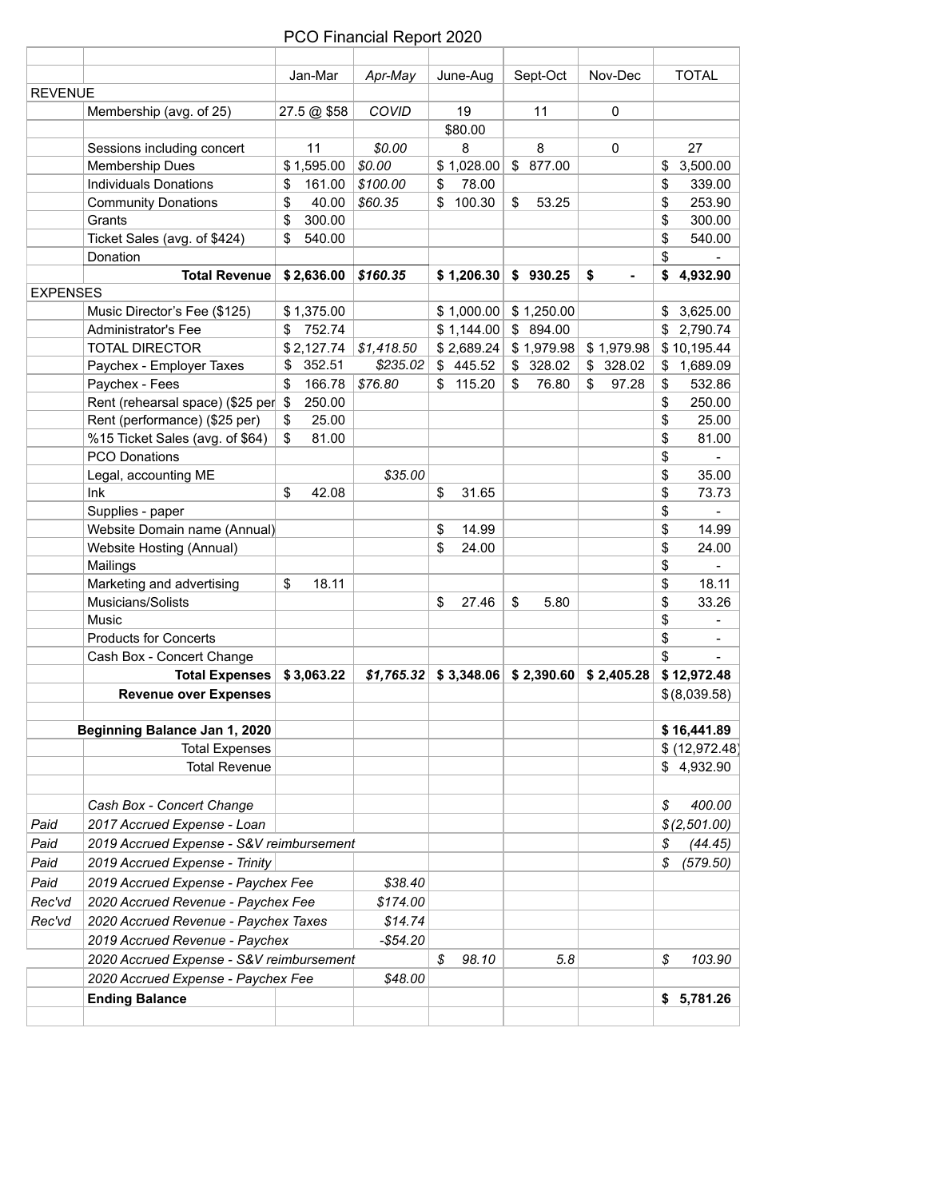# PCO Financial Report 2020

| | | Jan-Mar | *Apr-May* | June-Aug | Sept-Oct | Nov-Dec | TOTAL |
|---|---|---|---|---|---|---|---|
| REVENUE | | | | | | | |
| | Membership (avg. of 25) | 27.5 @ $58 | *COVID* | 19 | 11 | 0 | |
| | | | | $80.00 | | | |
| | Sessions including concert | 11 | *$0.00* | 8 | 8 | 0 | 27 |
| | Membership Dues | $ 1,595.00 | *$0.00* | $ 1,028.00 | $ 877.00 | | $ 3,500.00 |
| | Individuals Donations | $ 161.00 | *$100.00* | $ 78.00 | | | $ 339.00 |
| | Community Donations | $ 40.00 | *$60.35* | $ 100.30 | $ 53.25 | | $ 253.90 |
| | Grants | $ 300.00 | | | | | $ 300.00 |
| | Ticket Sales (avg. of $424) | $ 540.00 | | | | | $ 540.00 |
| | Donation | | | | | | $ - |
| | **Total Revenue** | **$ 2,636.00** | ***$160.35*** | **$ 1,206.30** | **$ 930.25** | **$ -** | **$ 4,932.90** |
| EXPENSES | | | | | | | |
| | Music Director's Fee ($125) | $ 1,375.00 | | $ 1,000.00 | $ 1,250.00 | | $ 3,625.00 |
| | Administrator's Fee | $ 752.74 | | $ 1,144.00 | $ 894.00 | | $ 2,790.74 |
| | TOTAL DIRECTOR | $ 2,127.74 | *$1,418.50* | $ 2,689.24 | $ 1,979.98 | $ 1,979.98 | $ 10,195.44 |
| | Paychex - Employer Taxes | $ 352.51 | *$235.02* | $ 445.52 | $ 328.02 | $ 328.02 | $ 1,689.09 |
| | Paychex - Fees | $ 166.78 | *$76.80* | $ 115.20 | $ 76.80 | $ 97.28 | $ 532.86 |
| | Rent (rehearsal space) ($25 per | $ 250.00 | | | | | $ 250.00 |
| | Rent (performance) ($25 per) | $ 25.00 | | | | | $ 25.00 |
| | %15 Ticket Sales (avg. of $64) | $ 81.00 | | | | | $ 81.00 |
| | PCO Donations | | | | | | $ - |
| | Legal, accounting ME | | *$35.00* | | | | $ 35.00 |
| | Ink | $ 42.08 | | $ 31.65 | | | $ 73.73 |
| | Supplies - paper | | | | | | $ - |
| | Website Domain name (Annual) | | | $ 14.99 | | | $ 14.99 |
| | Website Hosting (Annual) | | | $ 24.00 | | | $ 24.00 |
| | Mailings | | | | | | $ - |
| | Marketing and advertising | $ 18.11 | | | | | $ 18.11 |
| | Musicians/Solists | | | $ 27.46 | $ 5.80 | | $ 33.26 |
| | Music | | | | | | $ - |
| | Products for Concerts | | | | | | $ - |
| | Cash Box - Concert Change | | | | | | $ - |
| | **Total Expenses** | **$ 3,063.22** | ***$1,765.32*** | **$ 3,348.06** | **$ 2,390.60** | **$ 2,405.28** | **$ 12,972.48** |
| | **Revenue over Expenses** | | | | | | $ (8,039.58) |
| | | | | | | | |
| | **Beginning Balance Jan 1, 2020** | | | | | | **$ 16,441.89** |
| | Total Expenses | | | | | | $ (12,972.48) |
| | Total Revenue | | | | | | $ 4,932.90 |
| | | | | | | | |
| | *Cash Box - Concert Change* | | | | | | *$ 400.00* |
| *Paid* | *2017 Accrued Expense - Loan* | | | | | | *$ (2,501.00)* |
| *Paid* | *2019 Accrued Expense - S&V reimbursement* | | | | | | *$ (44.45)* |
| *Paid* | *2019 Accrued Expense - Trinity* | | | | | | *$ (579.50)* |
| *Paid* | *2019 Accrued Expense - Paychex Fee* | | *$38.40* | | | | |
| *Rec'vd* | *2020 Accrued Revenue - Paychex Fee* | | *$174.00* | | | | |
| *Rec'vd* | *2020 Accrued Revenue - Paychex Taxes* | | *$14.74* | | | | |
| | *2019 Accrued Revenue - Paychex* | | *-$54.20* | | | | |
| | *2020 Accrued Expense - S&V reimbursement* | | | *$ 98.10* | *5.8* | | *$ 103.90* |
| | *2020 Accrued Expense - Paychex Fee* | | *$48.00* | | | | |
| | **Ending Balance** | | | | | | **$ 5,781.26** |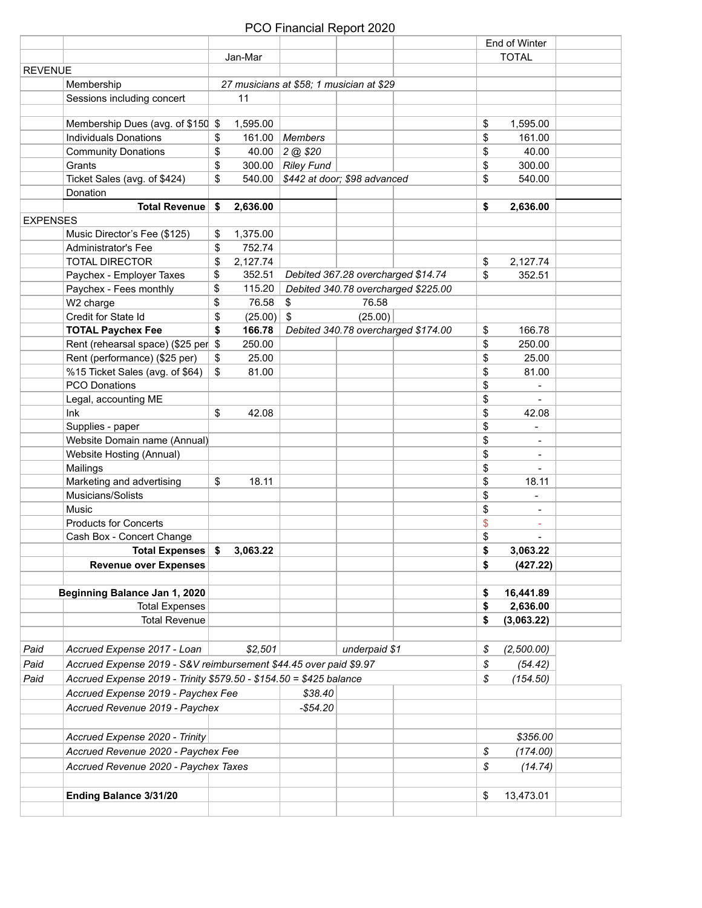# PCO Financial Report 2020

| | | | | | | End of Winter | |
|---|---|---|---|---|---|---|---|
| | | Jan-Mar | | | | TOTAL | |
| REVENUE | | | | | | | |
| | Membership | *27 musicians at $58; 1 musician at $29* | | | | | |
| | Sessions including concert | 11 | | | | | |
| | | | | | | | |
| | Membership Dues (avg. of $150 | $ 1,595.00 | | | | $ 1,595.00 | |
| | Individuals Donations | $ 161.00 | *Members* | | | $ 161.00 | |
| | Community Donations | $ 40.00 | *2 @ $20* | | | $ 40.00 | |
| | Grants | $ 300.00 | *Riley Fund* | | | $ 300.00 | |
| | Ticket Sales (avg. of $424) | $ 540.00 | *$442 at door; $98 advanced* | | | $ 540.00 | |
| | Donation | | | | | | |
| | **Total Revenue** | **$ 2,636.00** | | | | **$ 2,636.00** | |
| EXPENSES | | | | | | | |
| | Music Director's Fee ($125) | $ 1,375.00 | | | | | |
| | Administrator's Fee | $ 752.74 | | | | | |
| | TOTAL DIRECTOR | $ 2,127.74 | | | | $ 2,127.74 | |
| | Paychex - Employer Taxes | $ 352.51 | *Debited 367.28 overcharged $14.74* | | | $ 352.51 | |
| | Paychex - Fees monthly | $ 115.20 | *Debited 340.78 overcharged $225.00* | | | | |
| | W2 charge | $ 76.58 | $ 76.58 | | | | |
| | Credit for State Id | $ (25.00) | $ (25.00) | | | | |
| | **TOTAL Paychex Fee** | **$ 166.78** | *Debited 340.78 overcharged $174.00* | | | $ 166.78 | |
| | Rent (rehearsal space) ($25 per | $ 250.00 | | | | $ 250.00 | |
| | Rent (performance) ($25 per) | $ 25.00 | | | | $ 25.00 | |
| | %15 Ticket Sales (avg. of $64) | $ 81.00 | | | | $ 81.00 | |
| | PCO Donations | | | | | $ - | |
| | Legal, accounting ME | | | | | $ - | |
| | Ink | $ 42.08 | | | | $ 42.08 | |
| | Supplies - paper | | | | | $ - | |
| | Website Domain name (Annual) | | | | | $ - | |
| | Website Hosting (Annual) | | | | | $ - | |
| | Mailings | | | | | $ - | |
| | Marketing and advertising | $ 18.11 | | | | $ 18.11 | |
| | Musicians/Solists | | | | | $ - | |
| | Music | | | | | $ - | |
| | Products for Concerts | | | | | $ - | |
| | Cash Box - Concert Change | | | | | $ - | |
| | **Total Expenses** | **$ 3,063.22** | | | | **$ 3,063.22** | |
| | **Revenue over Expenses** | | | | | **$ (427.22)** | |
| | | | | | | | |
| | **Beginning Balance Jan 1, 2020** | | | | | **$ 16,441.89** | |
| | Total Expenses | | | | | **$ 2,636.00** | |
| | Total Revenue | | | | | **$ (3,063.22)** | |
| | | | | | | | |
| *Paid* | *Accrued Expense 2017 - Loan* | *$2,501* | | *underpaid $1* | | *$ (2,500.00)* | |
| *Paid* | *Accrued Expense 2019 - S&V reimbursement $44.45 over paid $9.97* | | | | | *$ (54.42)* | |
| *Paid* | *Accrued Expense 2019 - Trinity $579.50 - $154.50 = $425 balance* | | | | | *$ (154.50)* | |
| | *Accrued Expense 2019 - Paychex Fee* | | *$38.40* | | | | |
| | *Accrued Revenue 2019 - Paychex* | | *-$54.20* | | | | |
| | | | | | | | |
| | *Accrued Expense 2020 - Trinity* | | | | | *$356.00* | |
| | *Accrued Revenue 2020 - Paychex Fee* | | | | | *$ (174.00)* | |
| | *Accrued Revenue 2020 - Paychex Taxes* | | | | | *$ (14.74)* | |
| | | | | | | | |
| | **Ending Balance 3/31/20** | | | | | $ 13,473.01 | |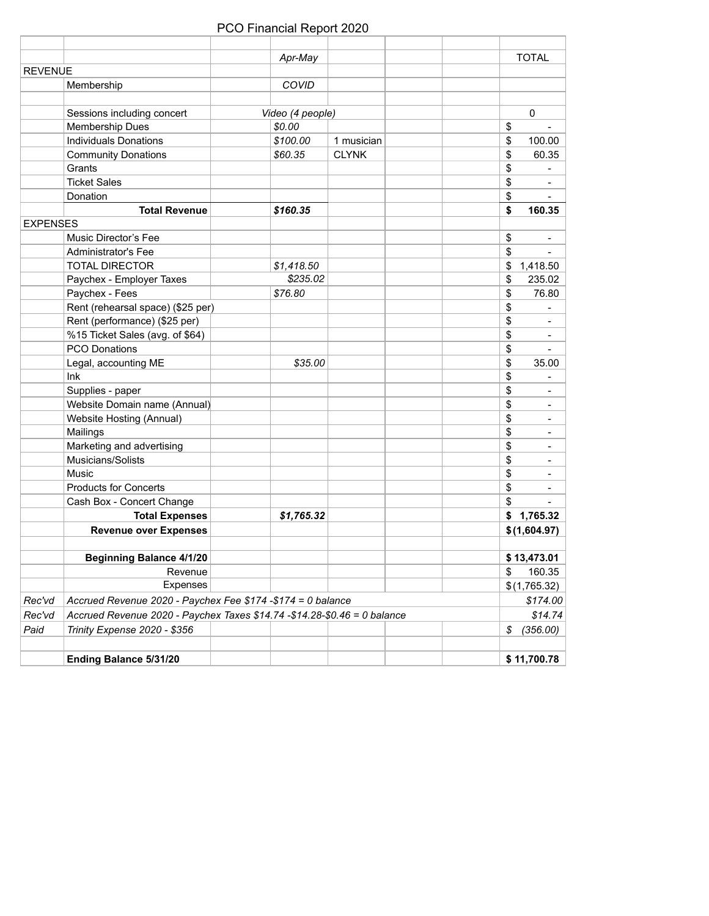# PCO Financial Report 2020

| | | | | | | | |
|---|---|---|---|---|---|---|---|
| | | | *Apr-May* | | | | TOTAL |
| REVENUE | | | | | | | |
| | Membership | | *COVID* | | | | |
| | | | | | | | |
| | Sessions including concert | | *Video (4 people)* | | | | 0 |
| | Membership Dues | | *$0.00* | | | | $ - |
| | Individuals Donations | | *$100.00* | 1 musician | | | $ 100.00 |
| | Community Donations | | *$60.35* | CLYNK | | | $ 60.35 |
| | Grants | | | | | | $ - |
| | Ticket Sales | | | | | | $ - |
| | Donation | | | | | | $ - |
| | **Total Revenue** | | ***$160.35*** | | | | **$ 160.35** |
| EXPENSES | | | | | | | |
| | Music Director's Fee | | | | | | $ - |
| | Administrator's Fee | | | | | | $ - |
| | TOTAL DIRECTOR | | *$1,418.50* | | | | $ 1,418.50 |
| | Paychex - Employer Taxes | | *$235.02* | | | | $ 235.02 |
| | Paychex - Fees | | *$76.80* | | | | $ 76.80 |
| | Rent (rehearsal space) ($25 per) | | | | | | $ - |
| | Rent (performance) ($25 per) | | | | | | $ - |
| | %15 Ticket Sales (avg. of $64) | | | | | | $ - |
| | PCO Donations | | | | | | $ - |
| | Legal, accounting ME | | *$35.00* | | | | $ 35.00 |
| | Ink | | | | | | $ - |
| | Supplies - paper | | | | | | $ - |
| | Website Domain name (Annual) | | | | | | $ - |
| | Website Hosting (Annual) | | | | | | $ - |
| | Mailings | | | | | | $ - |
| | Marketing and advertising | | | | | | $ - |
| | Musicians/Solists | | | | | | $ - |
| | Music | | | | | | $ - |
| | Products for Concerts | | | | | | $ - |
| | Cash Box - Concert Change | | | | | | $ - |
| | **Total Expenses** | | ***$1,765.32*** | | | | **$ 1,765.32** |
| | **Revenue over Expenses** | | | | | | **$ (1,604.97)** |
| | | | | | | | |
| | **Beginning Balance 4/1/20** | | | | | | **$ 13,473.01** |
| | Revenue | | | | | | $ 160.35 |
| | Expenses | | | | | | $ (1,765.32) |
| *Rec'vd* | *Accrued Revenue 2020 - Paychex Fee $174 -$174 = 0 balance* | | | | | | *$174.00* |
| *Rec'vd* | *Accrued Revenue 2020 - Paychex Taxes $14.74 -$14.28-$0.46 = 0 balance* | | | | | | *$14.74* |
| *Paid* | *Trinity Expense 2020 - $356* | | | | | | *$ (356.00)* |
| | | | | | | | |
| | **Ending Balance 5/31/20** | | | | | | **$ 11,700.78** |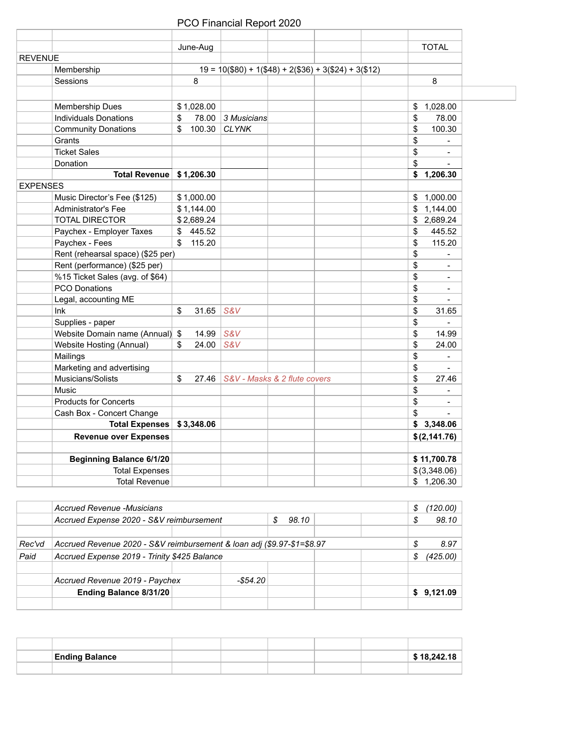# PCO Financial Report 2020

| | | June-Aug | | | | | TOTAL |
|---|---|---|---|---|---|---|---|
| REVENUE | | | | | | | |
| | Membership | 19 = 10($80) + 1($48) + 2($36) + 3($24) + 3($12) | | | | | |
| | Sessions | 8 | | | | | 8 |
| | | | | | | | |
| | Membership Dues | $ 1,028.00 | | | | | $ 1,028.00 |
| | Individuals Donations | $ 78.00 | *3 Musicians* | | | | $ 78.00 |
| | Community Donations | $ 100.30 | *CLYNK* | | | | $ 100.30 |
| | Grants | | | | | | $ - |
| | Ticket Sales | | | | | | $ - |
| | Donation | | | | | | $ - |
| | **Total Revenue** | **$ 1,206.30** | | | | | **$ 1,206.30** |
| EXPENSES | | | | | | | |
| | Music Director's Fee ($125) | $ 1,000.00 | | | | | $ 1,000.00 |
| | Administrator's Fee | $ 1,144.00 | | | | | $ 1,144.00 |
| | TOTAL DIRECTOR | $ 2,689.24 | | | | | $ 2,689.24 |
| | Paychex - Employer Taxes | $ 445.52 | | | | | $ 445.52 |
| | Paychex - Fees | $ 115.20 | | | | | $ 115.20 |
| | Rent (rehearsal space) ($25 per) | | | | | | $ - |
| | Rent (performance) ($25 per) | | | | | | $ - |
| | %15 Ticket Sales (avg. of $64) | | | | | | $ - |
| | PCO Donations | | | | | | $ - |
| | Legal, accounting ME | | | | | | $ - |
| | Ink | $ 31.65 | *S&V* | | | | $ 31.65 |
| | Supplies - paper | | | | | | $ - |
| | Website Domain name (Annual) | $ 14.99 | *S&V* | | | | $ 14.99 |
| | Website Hosting (Annual) | $ 24.00 | *S&V* | | | | $ 24.00 |
| | Mailings | | | | | | $ - |
| | Marketing and advertising | | | | | | $ - |
| | Musicians/Solists | $ 27.46 | *S&V - Masks & 2 flute covers* | | | | $ 27.46 |
| | Music | | | | | | $ - |
| | Products for Concerts | | | | | | $ - |
| | Cash Box - Concert Change | | | | | | $ - |
| | **Total Expenses** | **$ 3,348.06** | | | | | **$ 3,348.06** |
| | **Revenue over Expenses** | | | | | | **$ (2,141.76)** |
| | | | | | | | |
| | **Beginning Balance 6/1/20** | | | | | | **$ 11,700.78** |
| | Total Expenses | | | | | | $ (3,348.06) |
| | Total Revenue | | | | | | $ 1,206.30 |

| | | | | | | | |
|---|---|---|---|---|---|---|---|
| | *Accrued Revenue -Musicians* | | | | | | *$ (120.00)* |
| | *Accrued Expense 2020 - S&V reimbursement* | | | *$ 98.10* | | | *$ 98.10* |
| | | | | | | | |
| *Rec'vd* | *Accrued Revenue 2020 - S&V reimbursement & loan adj ($9.97-$1=$8.97* | | | | | | *$ 8.97* |
| *Paid* | *Accrued Expense 2019 - Trinity $425 Balance* | | | | | | *$ (425.00)* |
| | | | | | | | |
| | *Accrued Revenue 2019 - Paychex* | | *-$54.20* | | | | |
| | **Ending Balance 8/31/20** | | | | | | **$ 9,121.09** |

| | | | | | | | |
|---|---|---|---|---|---|---|---|
| | **Ending Balance** | | | | | | **$ 18,242.18** |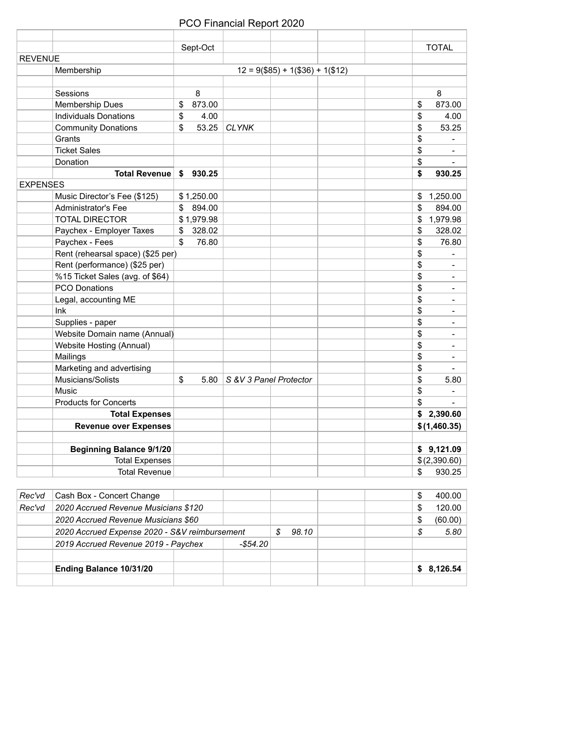# PCO Financial Report 2020

| | | Sept-Oct | | | | | TOTAL |
|---|---|---|---|---|---|---|---|
| REVENUE | | | | | | | |
| | Membership | | 12 = 9($85) + 1($36) + 1($12) | | | | |
| | | | | | | | |
| | Sessions | 8 | | | | | 8 |
| | Membership Dues | $ 873.00 | | | | | $ 873.00 |
| | Individuals Donations | $ 4.00 | | | | | $ 4.00 |
| | Community Donations | $ 53.25 | *CLYNK* | | | | $ 53.25 |
| | Grants | | | | | | $ - |
| | Ticket Sales | | | | | | $ - |
| | Donation | | | | | | $ - |
| | **Total Revenue** | **$ 930.25** | | | | | **$ 930.25** |
| EXPENSES | | | | | | | |
| | Music Director's Fee ($125) | $ 1,250.00 | | | | | $ 1,250.00 |
| | Administrator's Fee | $ 894.00 | | | | | $ 894.00 |
| | TOTAL DIRECTOR | $ 1,979.98 | | | | | $ 1,979.98 |
| | Paychex - Employer Taxes | $ 328.02 | | | | | $ 328.02 |
| | Paychex - Fees | $ 76.80 | | | | | $ 76.80 |
| | Rent (rehearsal space) ($25 per) | | | | | | $ - |
| | Rent (performance) ($25 per) | | | | | | $ - |
| | %15 Ticket Sales (avg. of $64) | | | | | | $ - |
| | PCO Donations | | | | | | $ - |
| | Legal, accounting ME | | | | | | $ - |
| | Ink | | | | | | $ - |
| | Supplies - paper | | | | | | $ - |
| | Website Domain name (Annual) | | | | | | $ - |
| | Website Hosting (Annual) | | | | | | $ - |
| | Mailings | | | | | | $ - |
| | Marketing and advertising | | | | | | $ - |
| | Musicians/Solists | $ 5.80 | *S &V 3 Panel Protector* | | | | $ 5.80 |
| | Music | | | | | | $ - |
| | Products for Concerts | | | | | | $ - |
| | **Total Expenses** | | | | | | **$ 2,390.60** |
| | **Revenue over Expenses** | | | | | | **$ (1,460.35)** |
| | | | | | | | |
| | **Beginning Balance 9/1/20** | | | | | | **$ 9,121.09** |
| | Total Expenses | | | | | | $ (2,390.60) |
| | Total Revenue | | | | | | $ 930.25 |

| | | | | | | | |
|---|---|---|---|---|---|---|---|
| *Rec'vd* | Cash Box - Concert Change | | | | | | $ 400.00 |
| *Rec'vd* | *2020 Accrued Revenue Musicians $120* | | | | | | $ 120.00 |
| | *2020 Accrued Revenue Musicians $60* | | | | | | $ (60.00) |
| | *2020 Accrued Expense 2020 - S&V reimbursement* | | | *$ 98.10* | | | *$ 5.80* |
| | *2019 Accrued Revenue 2019 - Paychex* | | *-$54.20* | | | | |
| | | | | | | | |
| | **Ending Balance 10/31/20** | | | | | | **$ 8,126.54** |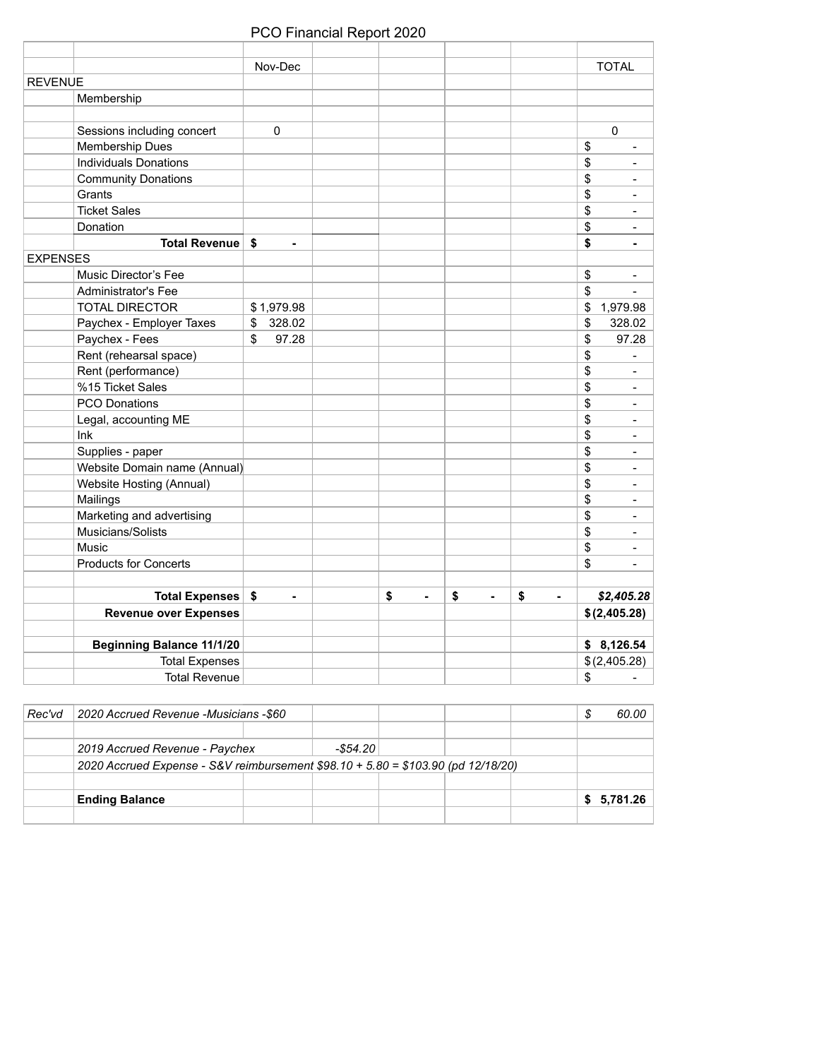# PCO Financial Report 2020

| | | Nov-Dec | | | | | TOTAL |
|---|---|---|---|---|---|---|---|
| REVENUE | | | | | | | |
| | Membership | | | | | | |
| | | | | | | | |
| | Sessions including concert | 0 | | | | | 0 |
| | Membership Dues | | | | | | $ - |
| | Individuals Donations | | | | | | $ - |
| | Community Donations | | | | | | $ - |
| | Grants | | | | | | $ - |
| | Ticket Sales | | | | | | $ - |
| | Donation | | | | | | $ - |
| | **Total Revenue** | **$ -** | | | | | **$ -** |
| EXPENSES | | | | | | | |
| | Music Director's Fee | | | | | | $ - |
| | Administrator's Fee | | | | | | $ - |
| | TOTAL DIRECTOR | $ 1,979.98 | | | | | $ 1,979.98 |
| | Paychex - Employer Taxes | $ 328.02 | | | | | $ 328.02 |
| | Paychex - Fees | $ 97.28 | | | | | $ 97.28 |
| | Rent (rehearsal space) | | | | | | $ - |
| | Rent (performance) | | | | | | $ - |
| | %15 Ticket Sales | | | | | | $ - |
| | PCO Donations | | | | | | $ - |
| | Legal, accounting ME | | | | | | $ - |
| | Ink | | | | | | $ - |
| | Supplies - paper | | | | | | $ - |
| | Website Domain name (Annual) | | | | | | $ - |
| | Website Hosting (Annual) | | | | | | $ - |
| | Mailings | | | | | | $ - |
| | Marketing and advertising | | | | | | $ - |
| | Musicians/Solists | | | | | | $ - |
| | Music | | | | | | $ - |
| | Products for Concerts | | | | | | $ - |
| | | | | | | | |
| | **Total Expenses** | **$ -** | | **$ -** | **$ -** | **$ -** | ***$2,405.28*** |
| | **Revenue over Expenses** | | | | | | **$ (2,405.28)** |
| | | | | | | | |
| | **Beginning Balance 11/1/20** | | | | | | **$ 8,126.54** |
| | Total Expenses | | | | | | $ (2,405.28) |
| | Total Revenue | | | | | | $ - |

| | | | | | | | |
|---|---|---|---|---|---|---|---|
| *Rec'vd* | *2020 Accrued Revenue -Musicians -$60* | | | | | | *$ 60.00* |
| | | | | | | | |
| | *2019 Accrued Revenue - Paychex* | | *-$54.20* | | | | |
| | *2020 Accrued Expense - S&V reimbursement $98.10 + 5.80 = $103.90 (pd 12/18/20)* | | | | | | |
| | | | | | | | |
| | **Ending Balance** | | | | | | **$ 5,781.26** |
| | | | | | | | |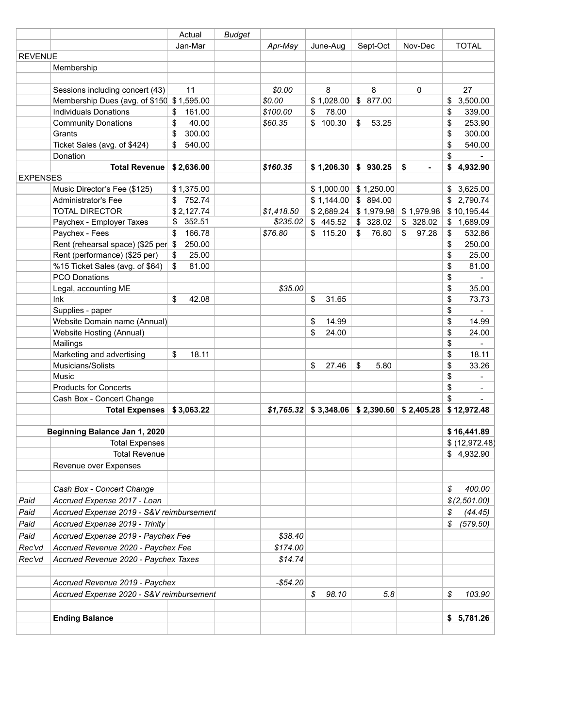| | | Actual | Budget | | | | | |
|---|---|---|---|---|---|---|---|---|
| | | Jan-Mar | | *Apr-May* | June-Aug | Sept-Oct | Nov-Dec | TOTAL |
| REVENUE | | | | | | | | |
| | Membership | | | | | | | |
| | | | | | | | | |
| | Sessions including concert (43) | 11 | | *$0.00* | 8 | 8 | 0 | 27 |
| | Membership Dues (avg. of $150 | $ 1,595.00 | | *$0.00* | $ 1,028.00 | $ 877.00 | | $ 3,500.00 |
| | Individuals Donations | $ 161.00 | | *$100.00* | $ 78.00 | | | $ 339.00 |
| | Community Donations | $ 40.00 | | *$60.35* | $ 100.30 | $ 53.25 | | $ 253.90 |
| | Grants | $ 300.00 | | | | | | $ 300.00 |
| | Ticket Sales (avg. of $424) | $ 540.00 | | | | | | $ 540.00 |
| | Donation | | | | | | | $ - |
| | **Total Revenue** | **$ 2,636.00** | | ***$160.35*** | **$ 1,206.30** | **$ 930.25** | **$ -** | **$ 4,932.90** |
| EXPENSES | | | | | | | | |
| | Music Director's Fee ($125) | $ 1,375.00 | | | $ 1,000.00 | $ 1,250.00 | | $ 3,625.00 |
| | Administrator's Fee | $ 752.74 | | | $ 1,144.00 | $ 894.00 | | $ 2,790.74 |
| | TOTAL DIRECTOR | $ 2,127.74 | | *$1,418.50* | $ 2,689.24 | $ 1,979.98 | $ 1,979.98 | $ 10,195.44 |
| | Paychex - Employer Taxes | $ 352.51 | | *$235.02* | $ 445.52 | $ 328.02 | $ 328.02 | $ 1,689.09 |
| | Paychex - Fees | $ 166.78 | | *$76.80* | $ 115.20 | $ 76.80 | $ 97.28 | $ 532.86 |
| | Rent (rehearsal space) ($25 per | $ 250.00 | | | | | | $ 250.00 |
| | Rent (performance) ($25 per) | $ 25.00 | | | | | | $ 25.00 |
| | %15 Ticket Sales (avg. of $64) | $ 81.00 | | | | | | $ 81.00 |
| | PCO Donations | | | | | | | $ - |
| | Legal, accounting ME | | | *$35.00* | | | | $ 35.00 |
| | Ink | $ 42.08 | | | $ 31.65 | | | $ 73.73 |
| | Supplies - paper | | | | | | | $ - |
| | Website Domain name (Annual) | | | | $ 14.99 | | | $ 14.99 |
| | Website Hosting (Annual) | | | | $ 24.00 | | | $ 24.00 |
| | Mailings | | | | | | | $ - |
| | Marketing and advertising | $ 18.11 | | | | | | $ 18.11 |
| | Musicians/Solists | | | | $ 27.46 | $ 5.80 | | $ 33.26 |
| | Music | | | | | | | $ - |
| | Products for Concerts | | | | | | | $ - |
| | Cash Box - Concert Change | | | | | | | $ - |
| | **Total Expenses** | **$ 3,063.22** | | ***$1,765.32*** | **$ 3,348.06** | **$ 2,390.60** | **$ 2,405.28** | **$ 12,972.48** |
| | | | | | | | | |
| | **Beginning Balance Jan 1, 2020** | | | | | | | **$ 16,441.89** |
| | Total Expenses | | | | | | | $ (12,972.48) |
| | Total Revenue | | | | | | | $ 4,932.90 |
| | Revenue over Expenses | | | | | | | |
| | | | | | | | | |
| | *Cash Box - Concert Change* | | | | | | | *$ 400.00* |
| *Paid* | *Accrued Expense 2017 - Loan* | | | | | | | *$ (2,501.00)* |
| *Paid* | *Accrued Expense 2019 - S&V reimbursement* | | | | | | | *$ (44.45)* |
| *Paid* | *Accrued Expense 2019 - Trinity* | | | | | | | *$ (579.50)* |
| *Paid* | *Accrued Expense 2019 - Paychex Fee* | | | *$38.40* | | | | |
| *Rec'vd* | *Accrued Revenue 2020 - Paychex Fee* | | | *$174.00* | | | | |
| *Rec'vd* | *Accrued Revenue 2020 - Paychex Taxes* | | | *$14.74* | | | | |
| | | | | | | | | |
| | *Accrued Revenue 2019 - Paychex* | | | *-$54.20* | | | | |
| | *Accrued Expense 2020 - S&V reimbursement* | | | | *$ 98.10* | *5.8* | | *$ 103.90* |
| | | | | | | | | |
| | **Ending Balance** | | | | | | | **$ 5,781.26** |